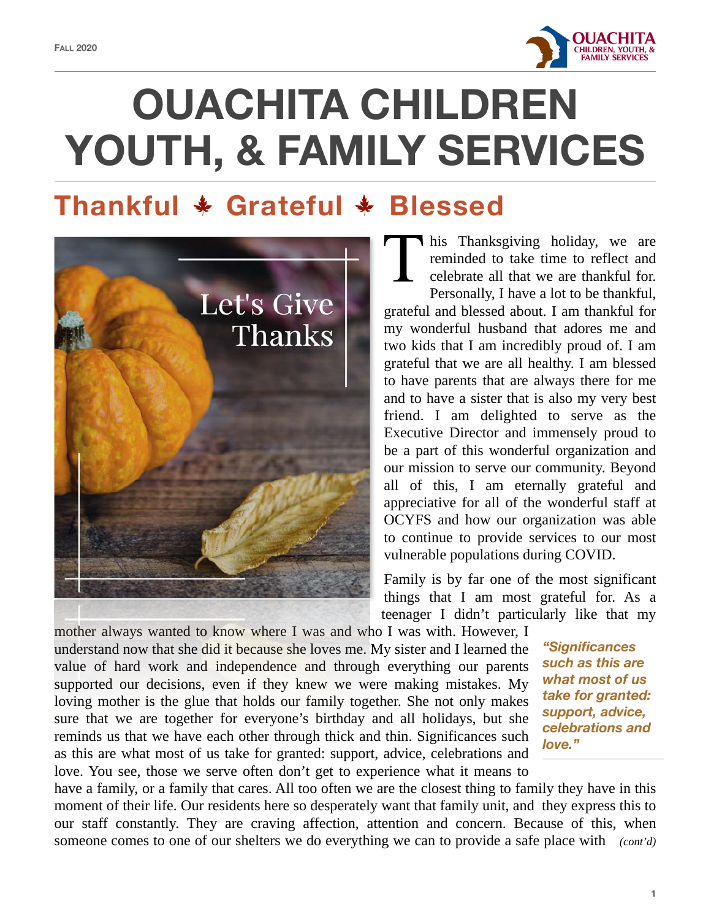# OUACHITA CHILDREN YOUTH, & FAMILY SERVICES

## Thankful ✦ Grateful ✦ Blessed

This Thanksgiving holiday, we are reminded to take time to reflect and celebrate all that we are thankful for. Personally, I have a lot to be thankful, grateful and blessed about. I am thankful for my wonderful husband that adores me and two kids that I am incredibly proud of. I am grateful that we are all healthy. I am blessed to have parents that are always there for me and to have a sister that is also my very best friend. I am delighted to serve as the Executive Director and immensely proud to be a part of this wonderful organization and our mission to serve our community. Beyond all of this, I am eternally grateful and appreciative for all of the wonderful staff at OCYFS and how our organization was able to continue to provide services to our most vulnerable populations during COVID.

Family is by far one of the most significant things that I am most grateful for. As a teenager I didn't particularly like that my mother always wanted to know where I was and who I was with. However, I understand now that she did it because she loves me. My sister and I learned the value of hard work and independence and through everything our parents supported our decisions, even if they knew we were making mistakes. My loving mother is the glue that holds our family together. She not only makes sure that we are together for everyone's birthday and all holidays, but she reminds us that we have each other through thick and thin. Significances such as this are what most of us take for granted: support, advice, celebrations and love. You see, those we serve often don't get to experience what it means to have a family, or a family that cares. All too often we are the closest thing to family they have in this moment of their life. Our residents here so desperately want that family unit, and they express this to our staff constantly. They are craving affection, attention and concern. Because of this, when someone comes to one of our shelters we do everything we can to provide a safe place with *(cont'd)*

> ***"Significances such as this are what most of us take for granted: support, advice, celebrations and love."***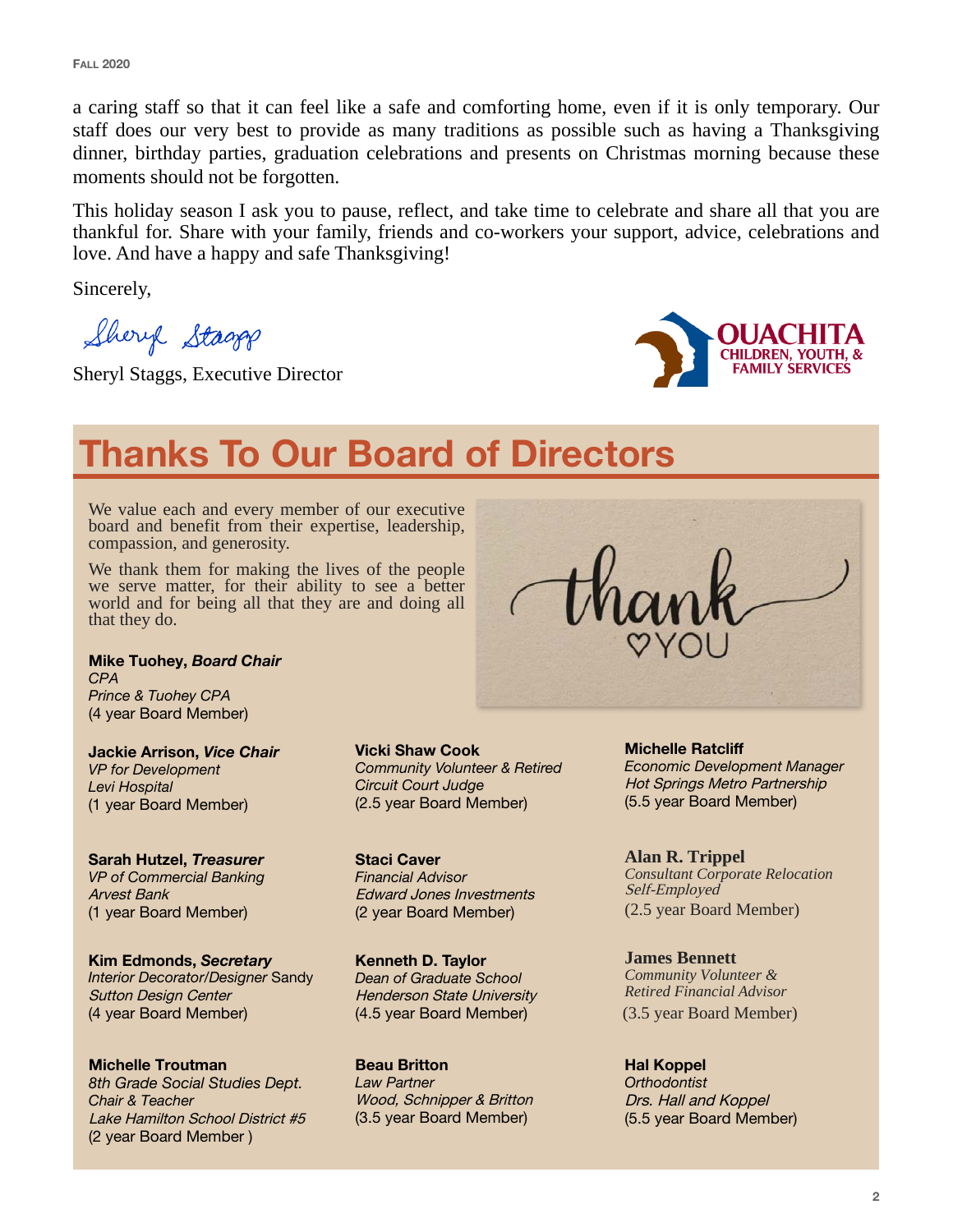a caring staff so that it can feel like a safe and comforting home, even if it is only temporary. Our staff does our very best to provide as many traditions as possible such as having a Thanksgiving dinner, birthday parties, graduation celebrations and presents on Christmas morning because these moments should not be forgotten.

This holiday season I ask you to pause, reflect, and take time to celebrate and share all that you are thankful for. Share with your family, friends and co-workers your support, advice, celebrations and love. And have a happy and safe Thanksgiving!

Sincerely,

Sheryl Staggs, Executive Director

# Thanks To Our Board of Directors

We value each and every member of our executive board and benefit from their expertise, leadership, compassion, and generosity.

We thank them for making the lives of the people we serve matter, for their ability to see a better world and for being all that they are and doing all that they do.

**Mike Tuohey, *Board Chair***
*CPA*
*Prince & Tuohey CPA*
(4 year Board Member)

**Jackie Arrison, *Vice Chair***
*VP for Development*
*Levi Hospital*
(1 year Board Member)

**Sarah Hutzel, *Treasurer***
*VP of Commercial Banking*
*Arvest Bank*
(1 year Board Member)

**Kim Edmonds, *Secretary***
*Interior Decorator/Designer* Sandy *Sutton Design Center*
(4 year Board Member)

**Michelle Troutman**
*8th Grade Social Studies Dept. Chair & Teacher*
*Lake Hamilton School District #5*
(2 year Board Member )

**Vicki Shaw Cook**
*Community Volunteer & Retired Circuit Court Judge*
(2.5 year Board Member)

**Staci Caver**
*Financial Advisor*
*Edward Jones Investments*
(2 year Board Member)

**Kenneth D. Taylor**
*Dean of Graduate School*
*Henderson State University*
(4.5 year Board Member)

**Beau Britton**
*Law Partner*
*Wood, Schnipper & Britton*
(3.5 year Board Member)

**Michelle Ratcliff**
*Economic Development Manager*
*Hot Springs Metro Partnership*
(5.5 year Board Member)

**Alan R. Trippel**
*Consultant Corporate Relocation*
*Self-Employed*
(2.5 year Board Member)

**James Bennett**
*Community Volunteer & Retired Financial Advisor*
(3.5 year Board Member)

**Hal Koppel**
*Orthodontist*
*Drs. Hall and Koppel*
(5.5 year Board Member)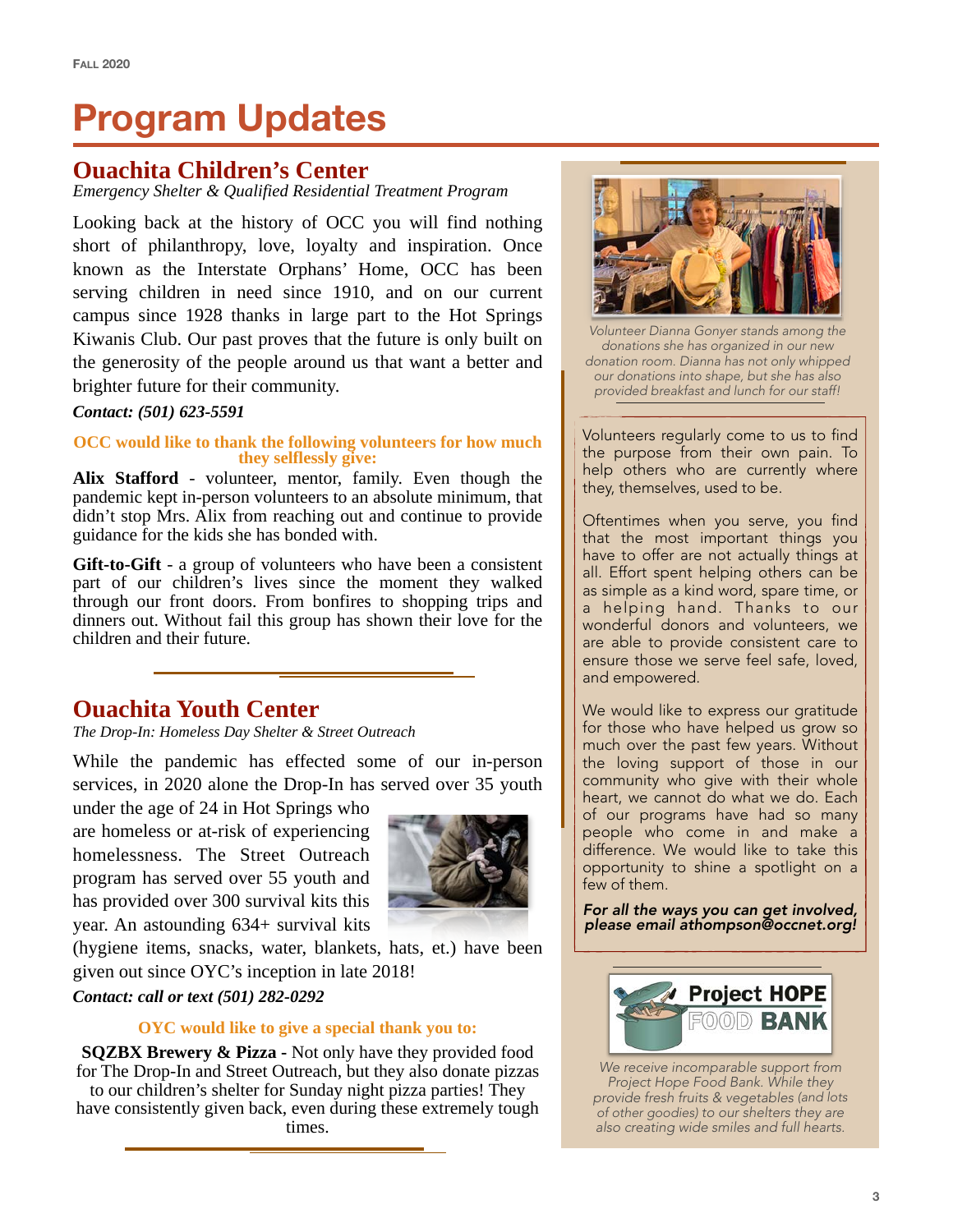# Program Updates

## Ouachita Children's Center

*Emergency Shelter & Qualified Residential Treatment Program*

Looking back at the history of OCC you will find nothing short of philanthropy, love, loyalty and inspiration. Once known as the Interstate Orphans' Home, OCC has been serving children in need since 1910, and on our current campus since 1928 thanks in large part to the Hot Springs Kiwanis Club. Our past proves that the future is only built on the generosity of the people around us that want a better and brighter future for their community.

***Contact: (501) 623-5591***

**OCC would like to thank the following volunteers for how much they selflessly give:**

**Alix Stafford** - volunteer, mentor, family. Even though the pandemic kept in-person volunteers to an absolute minimum, that didn't stop Mrs. Alix from reaching out and continue to provide guidance for the kids she has bonded with.

**Gift-to-Gift** - a group of volunteers who have been a consistent part of our children's lives since the moment they walked through our front doors. From bonfires to shopping trips and dinners out. Without fail this group has shown their love for the children and their future.

## Ouachita Youth Center

*The Drop-In: Homeless Day Shelter & Street Outreach*

While the pandemic has effected some of our in-person services, in 2020 alone the Drop-In has served over 35 youth under the age of 24 in Hot Springs who are homeless or at-risk of experiencing homelessness. The Street Outreach program has served over 55 youth and has provided over 300 survival kits this year. An astounding 634+ survival kits (hygiene items, snacks, water, blankets, hats, et.) have been given out since OYC's inception in late 2018!

***Contact: call or text (501) 282-0292***

**OYC would like to give a special thank you to:**

**SQZBX Brewery & Pizza -** Not only have they provided food for The Drop-In and Street Outreach, but they also donate pizzas to our children's shelter for Sunday night pizza parties! They have consistently given back, even during these extremely tough times.

*Volunteer Dianna Gonyer stands among the donations she has organized in our new donation room. Dianna has not only whipped our donations into shape, but she has also provided breakfast and lunch for our staff!*

Volunteers regularly come to us to find the purpose from their own pain. To help others who are currently where they, themselves, used to be.

Oftentimes when you serve, you find that the most important things you have to offer are not actually things at all. Effort spent helping others can be as simple as a kind word, spare time, or a helping hand. Thanks to our wonderful donors and volunteers, we are able to provide consistent care to ensure those we serve feel safe, loved, and empowered.

We would like to express our gratitude for those who have helped us grow so much over the past few years. Without the loving support of those in our community who give with their whole heart, we cannot do what we do. Each of our programs have had so many people who come in and make a difference. We would like to take this opportunity to shine a spotlight on a few of them.

***For all the ways you can get involved, please email athompson@occnet.org!***

Project HOPE FOOD BANK

*We receive incomparable support from Project Hope Food Bank. While they provide fresh fruits & vegetables (and lots of other goodies) to our shelters they are also creating wide smiles and full hearts.*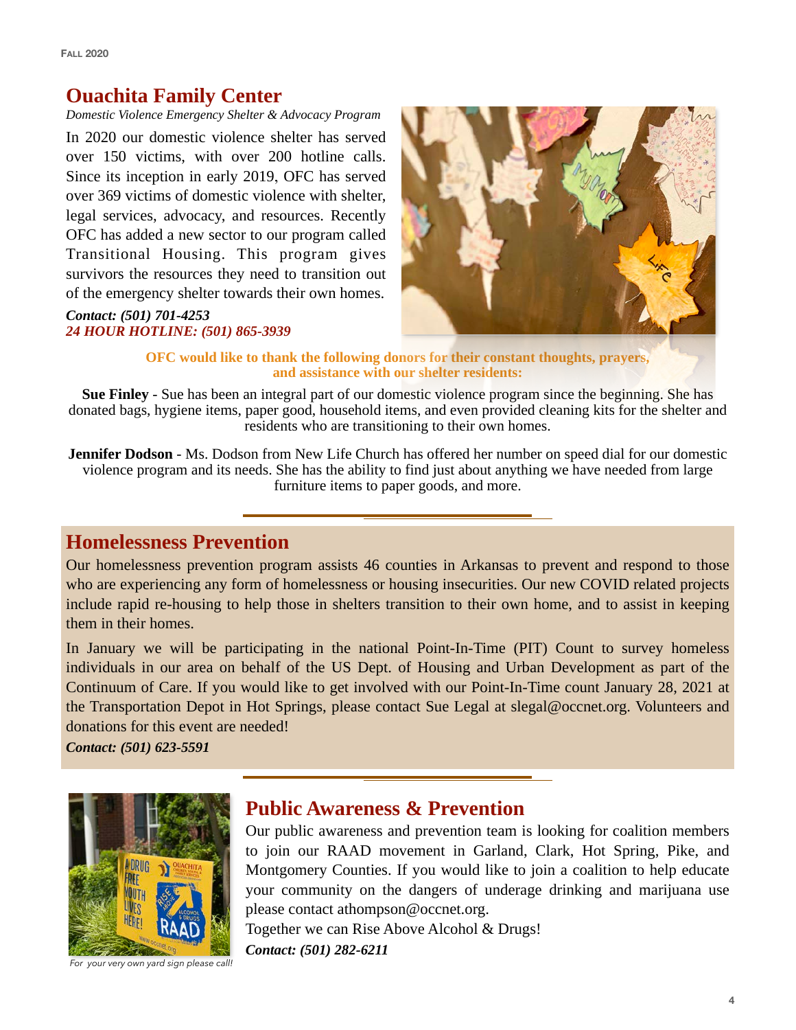## Ouachita Family Center

*Domestic Violence Emergency Shelter & Advocacy Program*

In 2020 our domestic violence shelter has served over 150 victims, with over 200 hotline calls. Since its inception in early 2019, OFC has served over 369 victims of domestic violence with shelter, legal services, advocacy, and resources. Recently OFC has added a new sector to our program called Transitional Housing. This program gives survivors the resources they need to transition out of the emergency shelter towards their own homes.

***Contact: (501) 701-4253***
***24 HOUR HOTLINE: (501) 865-3939***

**OFC would like to thank the following donors for their constant thoughts, prayers, and assistance with our shelter residents:**

**Sue Finley** - Sue has been an integral part of our domestic violence program since the beginning. She has donated bags, hygiene items, paper good, household items, and even provided cleaning kits for the shelter and residents who are transitioning to their own homes.

**Jennifer Dodson** - Ms. Dodson from New Life Church has offered her number on speed dial for our domestic violence program and its needs. She has the ability to find just about anything we have needed from large furniture items to paper goods, and more.

## Homelessness Prevention

Our homelessness prevention program assists 46 counties in Arkansas to prevent and respond to those who are experiencing any form of homelessness or housing insecurities. Our new COVID related projects include rapid re-housing to help those in shelters transition to their own home, and to assist in keeping them in their homes.

In January we will be participating in the national Point-In-Time (PIT) Count to survey homeless individuals in our area on behalf of the US Dept. of Housing and Urban Development as part of the Continuum of Care. If you would like to get involved with our Point-In-Time count January 28, 2021 at the Transportation Depot in Hot Springs, please contact Sue Legal at slegal@occnet.org. Volunteers and donations for this event are needed!

***Contact: (501) 623-5591***

## Public Awareness & Prevention

Our public awareness and prevention team is looking for coalition members to join our RAAD movement in Garland, Clark, Hot Spring, Pike, and Montgomery Counties. If you would like to join a coalition to help educate your community on the dangers of underage drinking and marijuana use please contact athompson@occnet.org.

Together we can Rise Above Alcohol & Drugs!

***Contact: (501) 282-6211***

*For your very own yard sign please call!*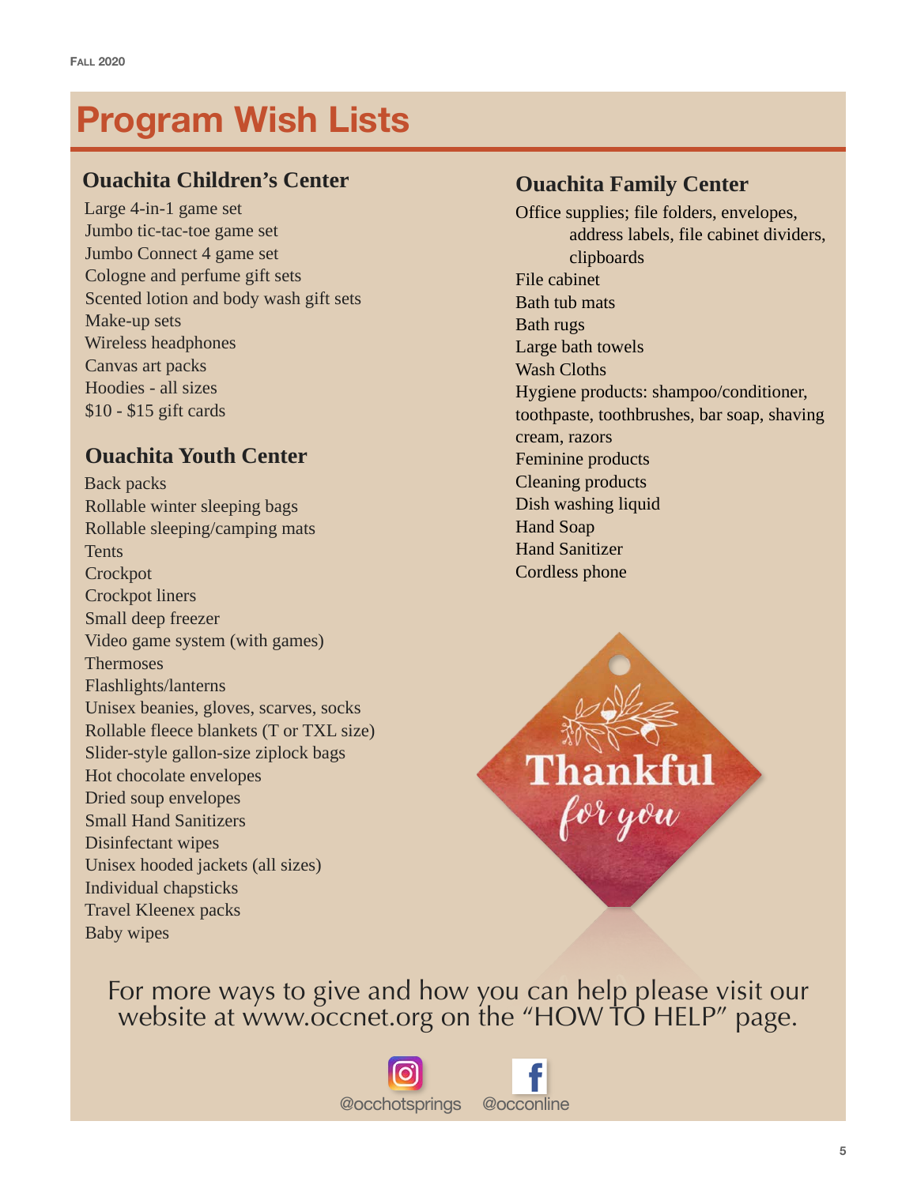# Program Wish Lists

## Ouachita Children's Center

Large 4-in-1 game set
Jumbo tic-tac-toe game set
Jumbo Connect 4 game set
Cologne and perfume gift sets
Scented lotion and body wash gift sets
Make-up sets
Wireless headphones
Canvas art packs
Hoodies - all sizes
$10 - $15 gift cards

## Ouachita Youth Center

Back packs
Rollable winter sleeping bags
Rollable sleeping/camping mats
Tents
Crockpot
Crockpot liners
Small deep freezer
Video game system (with games)
Thermoses
Flashlights/lanterns
Unisex beanies, gloves, scarves, socks
Rollable fleece blankets (T or TXL size)
Slider-style gallon-size ziplock bags
Hot chocolate envelopes
Dried soup envelopes
Small Hand Sanitizers
Disinfectant wipes
Unisex hooded jackets (all sizes)
Individual chapsticks
Travel Kleenex packs
Baby wipes

## Ouachita Family Center

Office supplies; file folders, envelopes, address labels, file cabinet dividers, clipboards
File cabinet
Bath tub mats
Bath rugs
Large bath towels
Wash Cloths
Hygiene products: shampoo/conditioner, toothpaste, toothbrushes, bar soap, shaving cream, razors
Feminine products
Cleaning products
Dish washing liquid
Hand Soap
Hand Sanitizer
Cordless phone

Thankful for you

For more ways to give and how you can help please visit our website at www.occnet.org on the "HOW TO HELP" page.

@occhotsprings @occonline